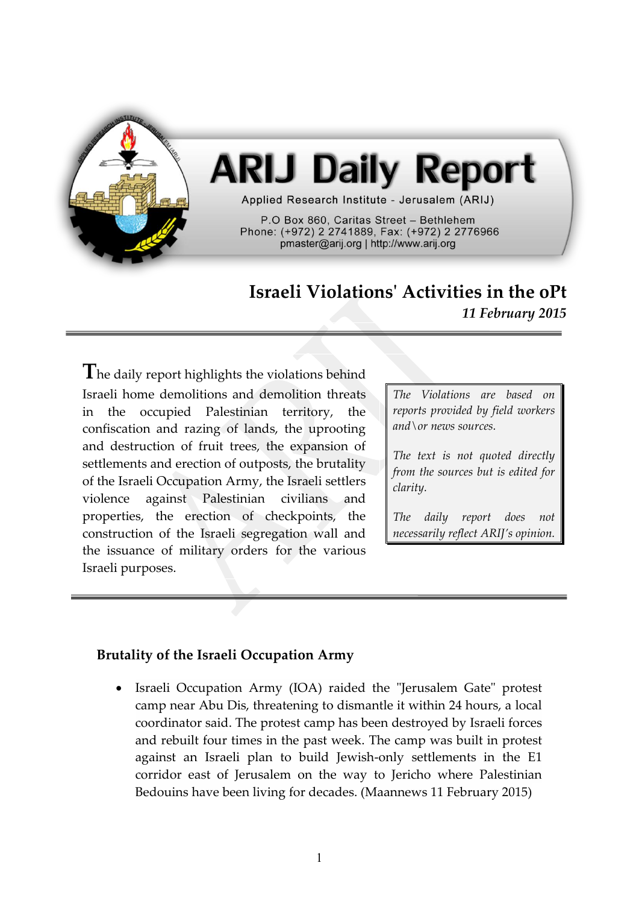# ARIJ Daily Report

Applied Research Institute - Jerusalem (ARIJ)

P.O Box 860, Caritas Street – Bethlehem
Phone: (+972) 2 2741889, Fax: (+972) 2 2776966
pmaster@arij.org | http://www.arij.org

## Israeli Violations' Activities in the oPt

***11 February 2015***

---

The daily report highlights the violations behind Israeli home demolitions and demolition threats in the occupied Palestinian territory, the confiscation and razing of lands, the uprooting and destruction of fruit trees, the expansion of settlements and erection of outposts, the brutality of the Israeli Occupation Army, the Israeli settlers violence against Palestinian civilians and properties, the erection of checkpoints, the construction of the Israeli segregation wall and the issuance of military orders for the various Israeli purposes.

*The Violations are based on reports provided by field workers and\or news sources.*

*The text is not quoted directly from the sources but is edited for clarity.*

*The daily report does not necessarily reflect ARIJ's opinion.*

---

### Brutality of the Israeli Occupation Army

- Israeli Occupation Army (IOA) raided the "Jerusalem Gate" protest camp near Abu Dis, threatening to dismantle it within 24 hours, a local coordinator said. The protest camp has been destroyed by Israeli forces and rebuilt four times in the past week. The camp was built in protest against an Israeli plan to build Jewish-only settlements in the E1 corridor east of Jerusalem on the way to Jericho where Palestinian Bedouins have been living for decades. (Maannews 11 February 2015)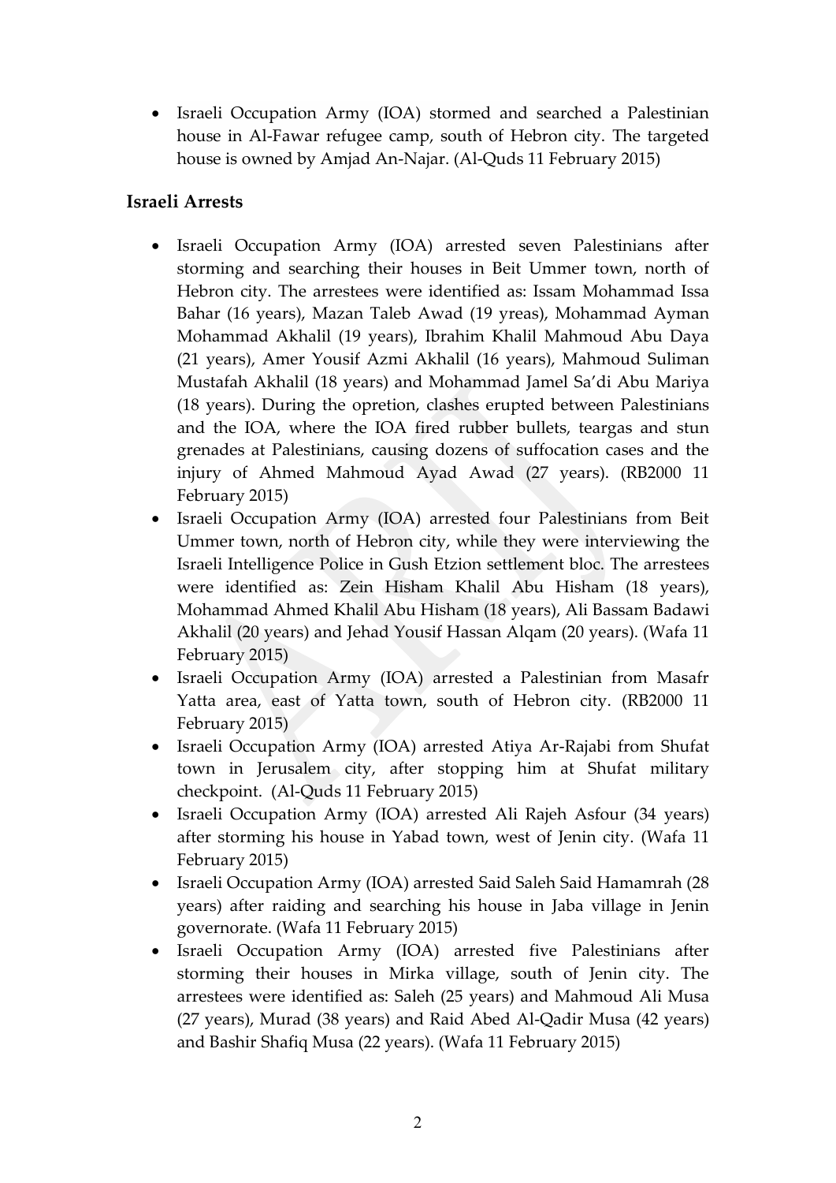- Israeli Occupation Army (IOA) stormed and searched a Palestinian house in Al-Fawar refugee camp, south of Hebron city. The targeted house is owned by Amjad An-Najar. (Al-Quds 11 February 2015)

### Israeli Arrests

- Israeli Occupation Army (IOA) arrested seven Palestinians after storming and searching their houses in Beit Ummer town, north of Hebron city. The arrestees were identified as: Issam Mohammad Issa Bahar (16 years), Mazan Taleb Awad (19 yreas), Mohammad Ayman Mohammad Akhalil (19 years), Ibrahim Khalil Mahmoud Abu Daya (21 years), Amer Yousif Azmi Akhalil (16 years), Mahmoud Suliman Mustafah Akhalil (18 years) and Mohammad Jamel Sa'di Abu Mariya (18 years). During the opretion, clashes erupted between Palestinians and the IOA, where the IOA fired rubber bullets, teargas and stun grenades at Palestinians, causing dozens of suffocation cases and the injury of Ahmed Mahmoud Ayad Awad (27 years). (RB2000 11 February 2015)
- Israeli Occupation Army (IOA) arrested four Palestinians from Beit Ummer town, north of Hebron city, while they were interviewing the Israeli Intelligence Police in Gush Etzion settlement bloc. The arrestees were identified as: Zein Hisham Khalil Abu Hisham (18 years), Mohammad Ahmed Khalil Abu Hisham (18 years), Ali Bassam Badawi Akhalil (20 years) and Jehad Yousif Hassan Alqam (20 years). (Wafa 11 February 2015)
- Israeli Occupation Army (IOA) arrested a Palestinian from Masafr Yatta area, east of Yatta town, south of Hebron city. (RB2000 11 February 2015)
- Israeli Occupation Army (IOA) arrested Atiya Ar-Rajabi from Shufat town in Jerusalem city, after stopping him at Shufat military checkpoint. (Al-Quds 11 February 2015)
- Israeli Occupation Army (IOA) arrested Ali Rajeh Asfour (34 years) after storming his house in Yabad town, west of Jenin city. (Wafa 11 February 2015)
- Israeli Occupation Army (IOA) arrested Said Saleh Said Hamamrah (28 years) after raiding and searching his house in Jaba village in Jenin governorate. (Wafa 11 February 2015)
- Israeli Occupation Army (IOA) arrested five Palestinians after storming their houses in Mirka village, south of Jenin city. The arrestees were identified as: Saleh (25 years) and Mahmoud Ali Musa (27 years), Murad (38 years) and Raid Abed Al-Qadir Musa (42 years) and Bashir Shafiq Musa (22 years). (Wafa 11 February 2015)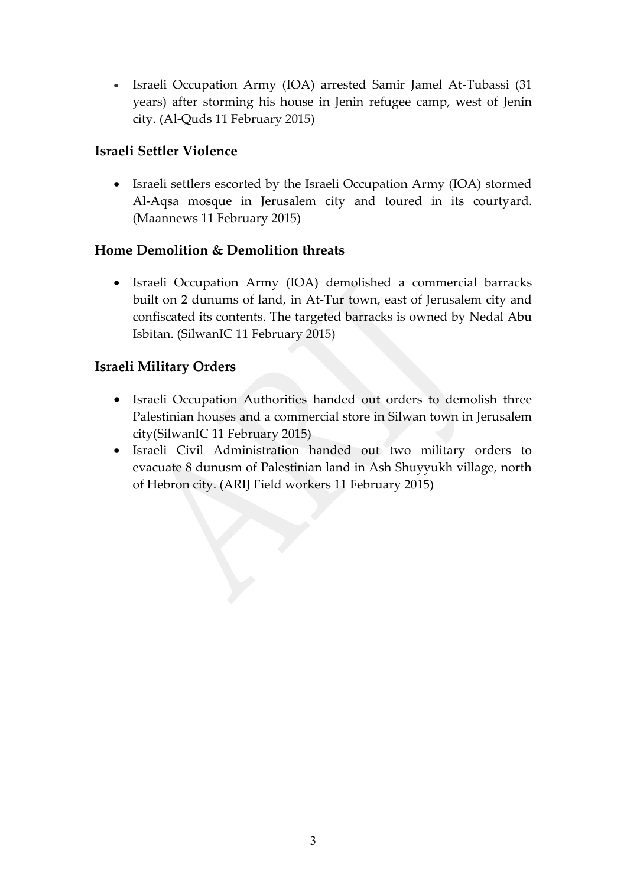- Israeli Occupation Army (IOA) arrested Samir Jamel At-Tubassi (31 years) after storming his house in Jenin refugee camp, west of Jenin city. (Al-Quds 11 February 2015)

## Israeli Settler Violence

- Israeli settlers escorted by the Israeli Occupation Army (IOA) stormed Al-Aqsa mosque in Jerusalem city and toured in its courtyard. (Maannews 11 February 2015)

## Home Demolition & Demolition threats

- Israeli Occupation Army (IOA) demolished a commercial barracks built on 2 dunums of land, in At-Tur town, east of Jerusalem city and confiscated its contents. The targeted barracks is owned by Nedal Abu Isbitan. (SilwanIC 11 February 2015)

## Israeli Military Orders

- Israeli Occupation Authorities handed out orders to demolish three Palestinian houses and a commercial store in Silwan town in Jerusalem city(SilwanIC 11 February 2015)
- Israeli Civil Administration handed out two military orders to evacuate 8 dunusm of Palestinian land in Ash Shuyyukh village, north of Hebron city. (ARIJ Field workers 11 February 2015)